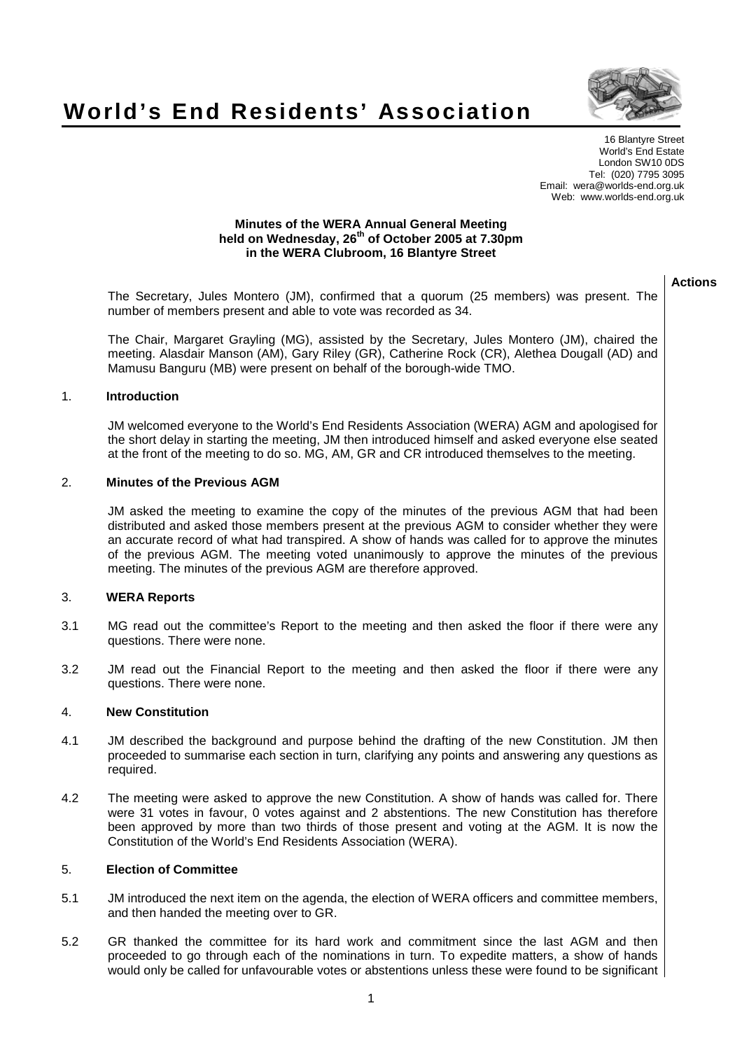# World's End Residents' Association

16 Blantyre Street
World's End Estate
London SW10 0DS
Tel: (020) 7795 3095
Email: wera@worlds-end.org.uk
Web: www.worlds-end.org.uk

**Minutes of the WERA Annual General Meeting held on Wednesday, 26th of October 2005 at 7.30pm in the WERA Clubroom, 16 Blantyre Street**

**Actions**

The Secretary, Jules Montero (JM), confirmed that a quorum (25 members) was present. The number of members present and able to vote was recorded as 34.

The Chair, Margaret Grayling (MG), assisted by the Secretary, Jules Montero (JM), chaired the meeting. Alasdair Manson (AM), Gary Riley (GR), Catherine Rock (CR), Alethea Dougall (AD) and Mamusu Banguru (MB) were present on behalf of the borough-wide TMO.

## 1. Introduction

JM welcomed everyone to the World's End Residents Association (WERA) AGM and apologised for the short delay in starting the meeting, JM then introduced himself and asked everyone else seated at the front of the meeting to do so. MG, AM, GR and CR introduced themselves to the meeting.

## 2. Minutes of the Previous AGM

JM asked the meeting to examine the copy of the minutes of the previous AGM that had been distributed and asked those members present at the previous AGM to consider whether they were an accurate record of what had transpired. A show of hands was called for to approve the minutes of the previous AGM. The meeting voted unanimously to approve the minutes of the previous meeting. The minutes of the previous AGM are therefore approved.

## 3. WERA Reports

3.1 MG read out the committee's Report to the meeting and then asked the floor if there were any questions. There were none.

3.2 JM read out the Financial Report to the meeting and then asked the floor if there were any questions. There were none.

## 4. New Constitution

4.1 JM described the background and purpose behind the drafting of the new Constitution. JM then proceeded to summarise each section in turn, clarifying any points and answering any questions as required.

4.2 The meeting were asked to approve the new Constitution. A show of hands was called for. There were 31 votes in favour, 0 votes against and 2 abstentions. The new Constitution has therefore been approved by more than two thirds of those present and voting at the AGM. It is now the Constitution of the World's End Residents Association (WERA).

## 5. Election of Committee

5.1 JM introduced the next item on the agenda, the election of WERA officers and committee members, and then handed the meeting over to GR.

5.2 GR thanked the committee for its hard work and commitment since the last AGM and then proceeded to go through each of the nominations in turn. To expedite matters, a show of hands would only be called for unfavourable votes or abstentions unless these were found to be significant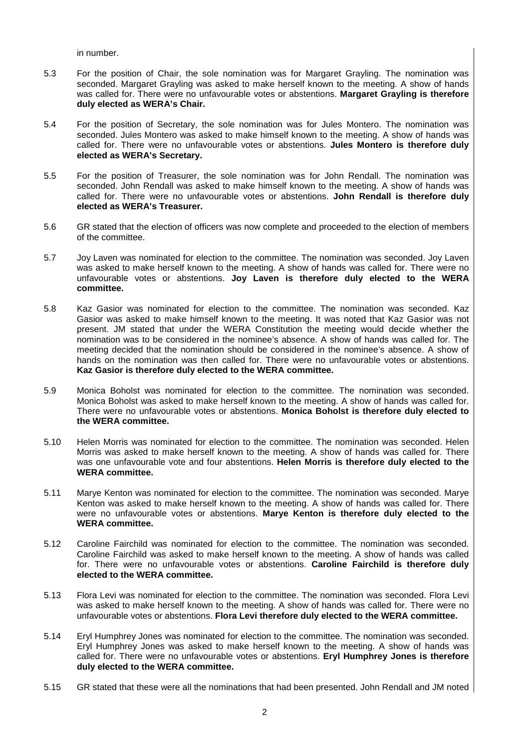in number.

5.3 For the position of Chair, the sole nomination was for Margaret Grayling. The nomination was seconded. Margaret Grayling was asked to make herself known to the meeting. A show of hands was called for. There were no unfavourable votes or abstentions. **Margaret Grayling is therefore duly elected as WERA's Chair.**

5.4 For the position of Secretary, the sole nomination was for Jules Montero. The nomination was seconded. Jules Montero was asked to make himself known to the meeting. A show of hands was called for. There were no unfavourable votes or abstentions. **Jules Montero is therefore duly elected as WERA's Secretary.**

5.5 For the position of Treasurer, the sole nomination was for John Rendall. The nomination was seconded. John Rendall was asked to make himself known to the meeting. A show of hands was called for. There were no unfavourable votes or abstentions. **John Rendall is therefore duly elected as WERA's Treasurer.**

5.6 GR stated that the election of officers was now complete and proceeded to the election of members of the committee.

5.7 Joy Laven was nominated for election to the committee. The nomination was seconded. Joy Laven was asked to make herself known to the meeting. A show of hands was called for. There were no unfavourable votes or abstentions. **Joy Laven is therefore duly elected to the WERA committee.**

5.8 Kaz Gasior was nominated for election to the committee. The nomination was seconded. Kaz Gasior was asked to make himself known to the meeting. It was noted that Kaz Gasior was not present. JM stated that under the WERA Constitution the meeting would decide whether the nomination was to be considered in the nominee's absence. A show of hands was called for. The meeting decided that the nomination should be considered in the nominee's absence. A show of hands on the nomination was then called for. There were no unfavourable votes or abstentions. **Kaz Gasior is therefore duly elected to the WERA committee.**

5.9 Monica Boholst was nominated for election to the committee. The nomination was seconded. Monica Boholst was asked to make herself known to the meeting. A show of hands was called for. There were no unfavourable votes or abstentions. **Monica Boholst is therefore duly elected to the WERA committee.**

5.10 Helen Morris was nominated for election to the committee. The nomination was seconded. Helen Morris was asked to make herself known to the meeting. A show of hands was called for. There was one unfavourable vote and four abstentions. **Helen Morris is therefore duly elected to the WERA committee.**

5.11 Marye Kenton was nominated for election to the committee. The nomination was seconded. Marye Kenton was asked to make herself known to the meeting. A show of hands was called for. There were no unfavourable votes or abstentions. **Marye Kenton is therefore duly elected to the WERA committee.**

5.12 Caroline Fairchild was nominated for election to the committee. The nomination was seconded. Caroline Fairchild was asked to make herself known to the meeting. A show of hands was called for. There were no unfavourable votes or abstentions. **Caroline Fairchild is therefore duly elected to the WERA committee.**

5.13 Flora Levi was nominated for election to the committee. The nomination was seconded. Flora Levi was asked to make herself known to the meeting. A show of hands was called for. There were no unfavourable votes or abstentions. **Flora Levi therefore duly elected to the WERA committee.**

5.14 Eryl Humphrey Jones was nominated for election to the committee. The nomination was seconded. Eryl Humphrey Jones was asked to make herself known to the meeting. A show of hands was called for. There were no unfavourable votes or abstentions. **Eryl Humphrey Jones is therefore duly elected to the WERA committee.**

5.15 GR stated that these were all the nominations that had been presented. John Rendall and JM noted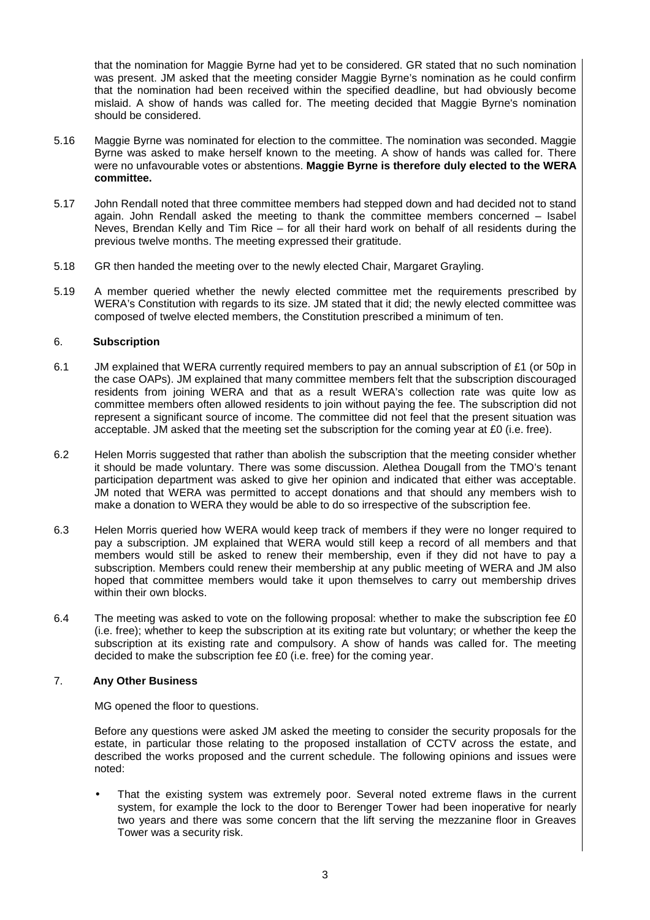that the nomination for Maggie Byrne had yet to be considered. GR stated that no such nomination was present. JM asked that the meeting consider Maggie Byrne's nomination as he could confirm that the nomination had been received within the specified deadline, but had obviously become mislaid. A show of hands was called for. The meeting decided that Maggie Byrne's nomination should be considered.

5.16 Maggie Byrne was nominated for election to the committee. The nomination was seconded. Maggie Byrne was asked to make herself known to the meeting. A show of hands was called for. There were no unfavourable votes or abstentions. **Maggie Byrne is therefore duly elected to the WERA committee.**

5.17 John Rendall noted that three committee members had stepped down and had decided not to stand again. John Rendall asked the meeting to thank the committee members concerned – Isabel Neves, Brendan Kelly and Tim Rice – for all their hard work on behalf of all residents during the previous twelve months. The meeting expressed their gratitude.

5.18 GR then handed the meeting over to the newly elected Chair, Margaret Grayling.

5.19 A member queried whether the newly elected committee met the requirements prescribed by WERA's Constitution with regards to its size. JM stated that it did; the newly elected committee was composed of twelve elected members, the Constitution prescribed a minimum of ten.

## 6. Subscription

6.1 JM explained that WERA currently required members to pay an annual subscription of £1 (or 50p in the case OAPs). JM explained that many committee members felt that the subscription discouraged residents from joining WERA and that as a result WERA's collection rate was quite low as committee members often allowed residents to join without paying the fee. The subscription did not represent a significant source of income. The committee did not feel that the present situation was acceptable. JM asked that the meeting set the subscription for the coming year at £0 (i.e. free).

6.2 Helen Morris suggested that rather than abolish the subscription that the meeting consider whether it should be made voluntary. There was some discussion. Alethea Dougall from the TMO's tenant participation department was asked to give her opinion and indicated that either was acceptable. JM noted that WERA was permitted to accept donations and that should any members wish to make a donation to WERA they would be able to do so irrespective of the subscription fee.

6.3 Helen Morris queried how WERA would keep track of members if they were no longer required to pay a subscription. JM explained that WERA would still keep a record of all members and that members would still be asked to renew their membership, even if they did not have to pay a subscription. Members could renew their membership at any public meeting of WERA and JM also hoped that committee members would take it upon themselves to carry out membership drives within their own blocks.

6.4 The meeting was asked to vote on the following proposal: whether to make the subscription fee £0 (i.e. free); whether to keep the subscription at its exiting rate but voluntary; or whether the keep the subscription at its existing rate and compulsory. A show of hands was called for. The meeting decided to make the subscription fee £0 (i.e. free) for the coming year.

## 7. Any Other Business

MG opened the floor to questions.

Before any questions were asked JM asked the meeting to consider the security proposals for the estate, in particular those relating to the proposed installation of CCTV across the estate, and described the works proposed and the current schedule. The following opinions and issues were noted:

- That the existing system was extremely poor. Several noted extreme flaws in the current system, for example the lock to the door to Berenger Tower had been inoperative for nearly two years and there was some concern that the lift serving the mezzanine floor in Greaves Tower was a security risk.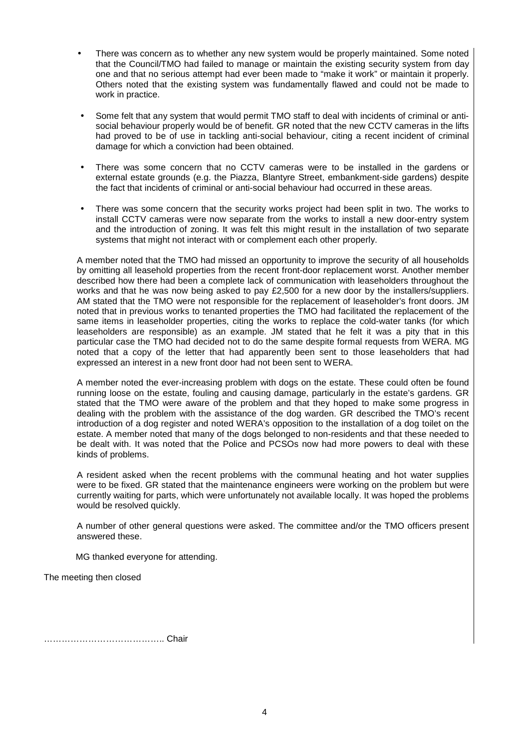- There was concern as to whether any new system would be properly maintained. Some noted that the Council/TMO had failed to manage or maintain the existing security system from day one and that no serious attempt had ever been made to "make it work" or maintain it properly. Others noted that the existing system was fundamentally flawed and could not be made to work in practice.

- Some felt that any system that would permit TMO staff to deal with incidents of criminal or anti-social behaviour properly would be of benefit. GR noted that the new CCTV cameras in the lifts had proved to be of use in tackling anti-social behaviour, citing a recent incident of criminal damage for which a conviction had been obtained.

- There was some concern that no CCTV cameras were to be installed in the gardens or external estate grounds (e.g. the Piazza, Blantyre Street, embankment-side gardens) despite the fact that incidents of criminal or anti-social behaviour had occurred in these areas.

- There was some concern that the security works project had been split in two. The works to install CCTV cameras were now separate from the works to install a new door-entry system and the introduction of zoning. It was felt this might result in the installation of two separate systems that might not interact with or complement each other properly.

A member noted that the TMO had missed an opportunity to improve the security of all households by omitting all leasehold properties from the recent front-door replacement worst. Another member described how there had been a complete lack of communication with leaseholders throughout the works and that he was now being asked to pay £2,500 for a new door by the installers/suppliers. AM stated that the TMO were not responsible for the replacement of leaseholder's front doors. JM noted that in previous works to tenanted properties the TMO had facilitated the replacement of the same items in leaseholder properties, citing the works to replace the cold-water tanks (for which leaseholders are responsible) as an example. JM stated that he felt it was a pity that in this particular case the TMO had decided not to do the same despite formal requests from WERA. MG noted that a copy of the letter that had apparently been sent to those leaseholders that had expressed an interest in a new front door had not been sent to WERA.

A member noted the ever-increasing problem with dogs on the estate. These could often be found running loose on the estate, fouling and causing damage, particularly in the estate's gardens. GR stated that the TMO were aware of the problem and that they hoped to make some progress in dealing with the problem with the assistance of the dog warden. GR described the TMO's recent introduction of a dog register and noted WERA's opposition to the installation of a dog toilet on the estate. A member noted that many of the dogs belonged to non-residents and that these needed to be dealt with. It was noted that the Police and PCSOs now had more powers to deal with these kinds of problems.

A resident asked when the recent problems with the communal heating and hot water supplies were to be fixed. GR stated that the maintenance engineers were working on the problem but were currently waiting for parts, which were unfortunately not available locally. It was hoped the problems would be resolved quickly.

A number of other general questions were asked. The committee and/or the TMO officers present answered these.

MG thanked everyone for attending.

The meeting then closed

………………………………….. Chair